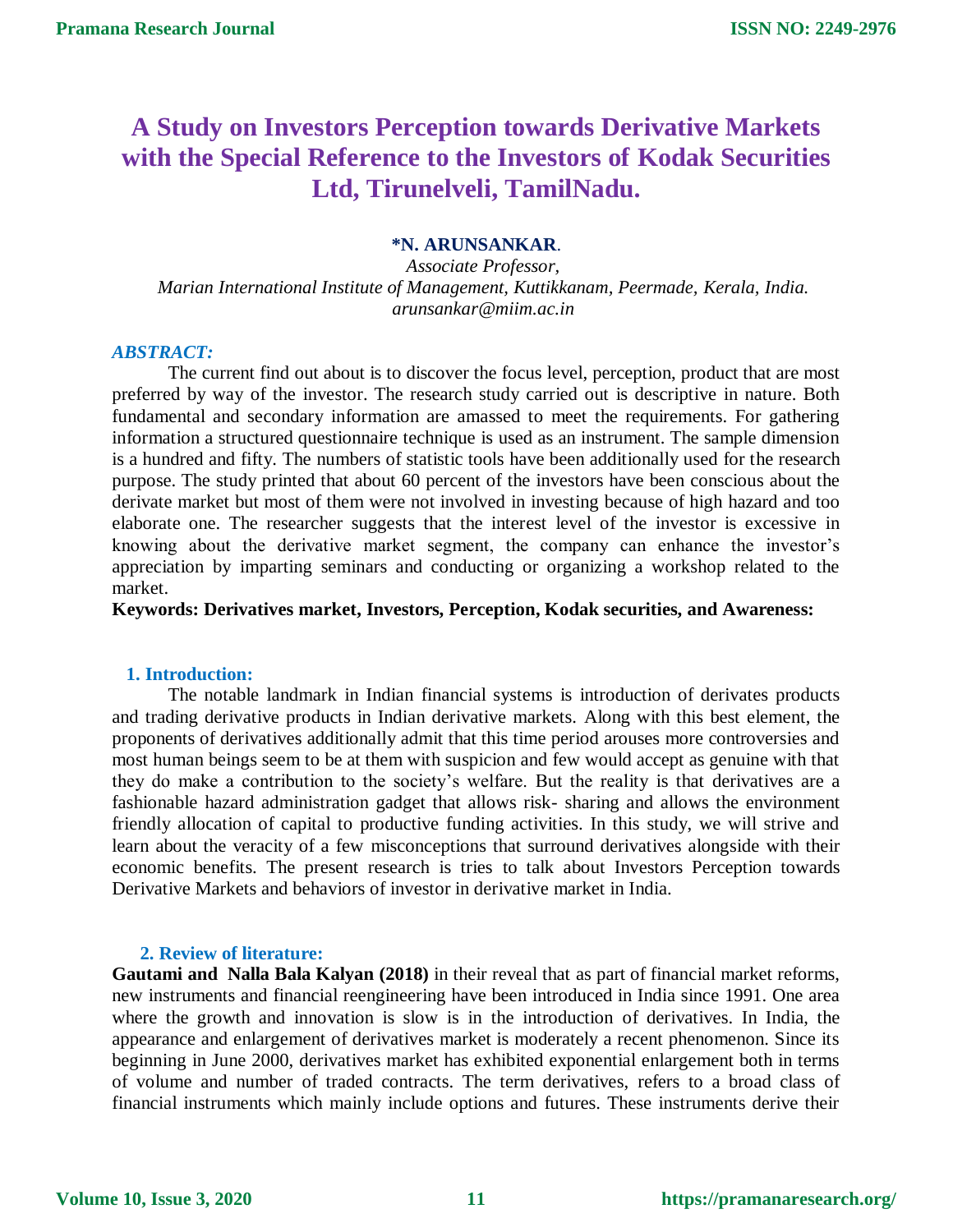# A Study on Investors Perception towards Derivative Markets with the Special Reference to the Investors of Kodak Securities Ltd, Tirunelveli, TamilNadu.

**\*N. ARUNSANKAR**.

*Associate Professor,*

*Marian International Institute of Management, Kuttikkanam, Peermade, Kerala, India.*

*arunsankar@miim.ac.in*

***ABSTRACT:***

The current find out about is to discover the focus level, perception, product that are most preferred by way of the investor. The research study carried out is descriptive in nature. Both fundamental and secondary information are amassed to meet the requirements. For gathering information a structured questionnaire technique is used as an instrument. The sample dimension is a hundred and fifty. The numbers of statistic tools have been additionally used for the research purpose. The study printed that about 60 percent of the investors have been conscious about the derivate market but most of them were not involved in investing because of high hazard and too elaborate one. The researcher suggests that the interest level of the investor is excessive in knowing about the derivative market segment, the company can enhance the investor's appreciation by imparting seminars and conducting or organizing a workshop related to the market.

**Keywords: Derivatives market, Investors, Perception, Kodak securities, and Awareness:**

## 1. Introduction:

The notable landmark in Indian financial systems is introduction of derivates products and trading derivative products in Indian derivative markets. Along with this best element, the proponents of derivatives additionally admit that this time period arouses more controversies and most human beings seem to be at them with suspicion and few would accept as genuine with that they do make a contribution to the society's welfare. But the reality is that derivatives are a fashionable hazard administration gadget that allows risk- sharing and allows the environment friendly allocation of capital to productive funding activities. In this study, we will strive and learn about the veracity of a few misconceptions that surround derivatives alongside with their economic benefits. The present research is tries to talk about Investors Perception towards Derivative Markets and behaviors of investor in derivative market in India.

## 2. Review of literature:

**Gautami and Nalla Bala Kalyan (2018)** in their reveal that as part of financial market reforms, new instruments and financial reengineering have been introduced in India since 1991. One area where the growth and innovation is slow is in the introduction of derivatives. In India, the appearance and enlargement of derivatives market is moderately a recent phenomenon. Since its beginning in June 2000, derivatives market has exhibited exponential enlargement both in terms of volume and number of traded contracts. The term derivatives, refers to a broad class of financial instruments which mainly include options and futures. These instruments derive their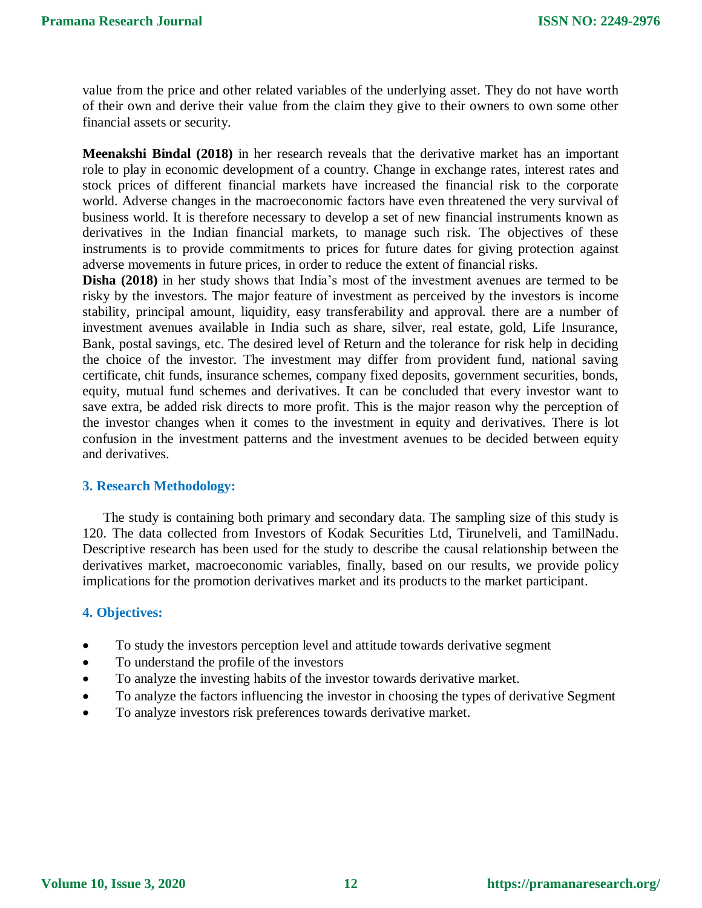value from the price and other related variables of the underlying asset. They do not have worth of their own and derive their value from the claim they give to their owners to own some other financial assets or security.

**Meenakshi Bindal (2018)** in her research reveals that the derivative market has an important role to play in economic development of a country. Change in exchange rates, interest rates and stock prices of different financial markets have increased the financial risk to the corporate world. Adverse changes in the macroeconomic factors have even threatened the very survival of business world. It is therefore necessary to develop a set of new financial instruments known as derivatives in the Indian financial markets, to manage such risk. The objectives of these instruments is to provide commitments to prices for future dates for giving protection against adverse movements in future prices, in order to reduce the extent of financial risks.

**Disha (2018)** in her study shows that India's most of the investment avenues are termed to be risky by the investors. The major feature of investment as perceived by the investors is income stability, principal amount, liquidity, easy transferability and approval. there are a number of investment avenues available in India such as share, silver, real estate, gold, Life Insurance, Bank, postal savings, etc. The desired level of Return and the tolerance for risk help in deciding the choice of the investor. The investment may differ from provident fund, national saving certificate, chit funds, insurance schemes, company fixed deposits, government securities, bonds, equity, mutual fund schemes and derivatives. It can be concluded that every investor want to save extra, be added risk directs to more profit. This is the major reason why the perception of the investor changes when it comes to the investment in equity and derivatives. There is lot confusion in the investment patterns and the investment avenues to be decided between equity and derivatives.

## 3. Research Methodology:

The study is containing both primary and secondary data. The sampling size of this study is 120. The data collected from Investors of Kodak Securities Ltd, Tirunelveli, and TamilNadu. Descriptive research has been used for the study to describe the causal relationship between the derivatives market, macroeconomic variables, finally, based on our results, we provide policy implications for the promotion derivatives market and its products to the market participant.

## 4. Objectives:

- To study the investors perception level and attitude towards derivative segment
- To understand the profile of the investors
- To analyze the investing habits of the investor towards derivative market.
- To analyze the factors influencing the investor in choosing the types of derivative Segment
- To analyze investors risk preferences towards derivative market.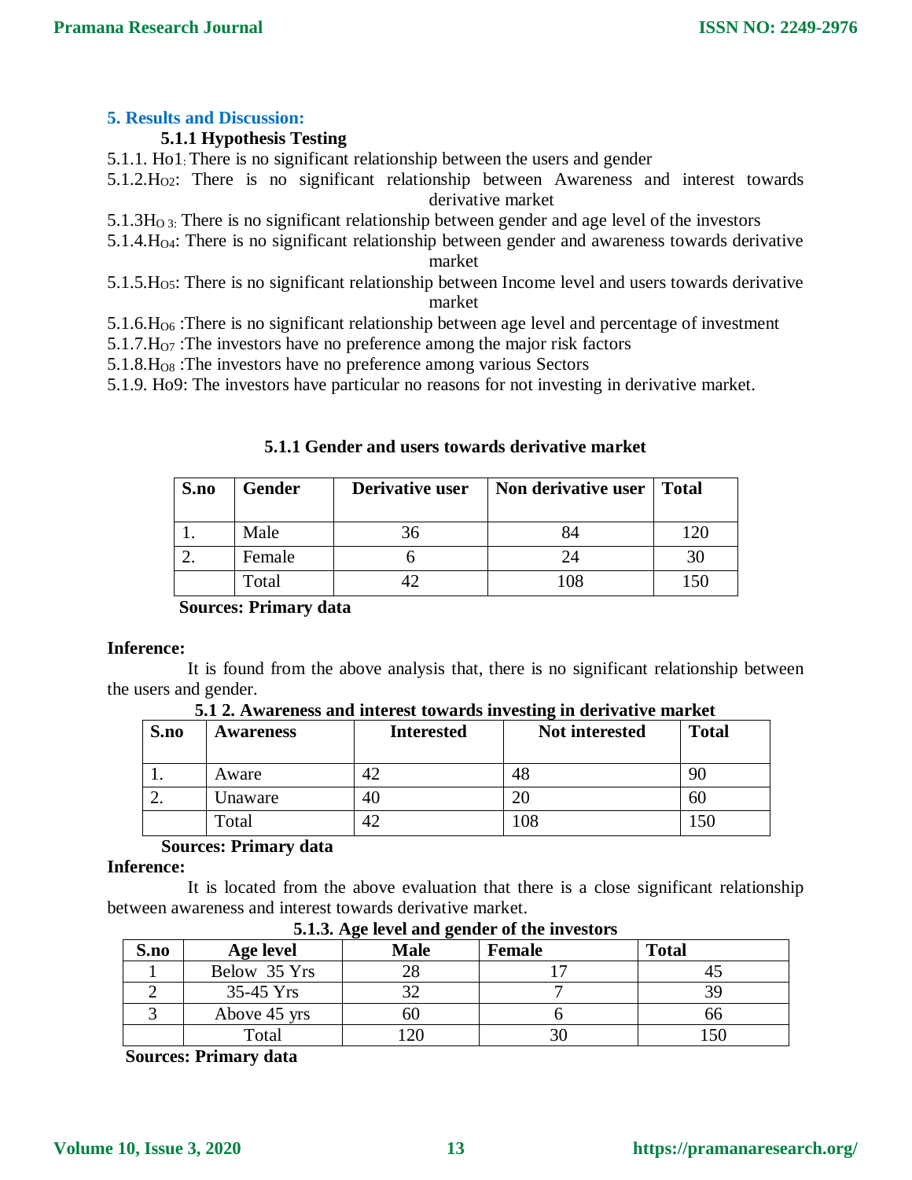## 5. Results and Discussion:

### 5.1.1 Hypothesis Testing

5.1.1. Ho1: There is no significant relationship between the users and gender

5.1.2.$H_{O2}$: There is no significant relationship between Awareness and interest towards derivative market

5.1.3$H_{O3}$: There is no significant relationship between gender and age level of the investors

5.1.4.$H_{O4}$: There is no significant relationship between gender and awareness towards derivative market

5.1.5.$H_{O5}$: There is no significant relationship between Income level and users towards derivative market

5.1.6.$H_{O6}$ :There is no significant relationship between age level and percentage of investment

5.1.7.$H_{O7}$ :The investors have no preference among the major risk factors

5.1.8.$H_{O8}$ :The investors have no preference among various Sectors

5.1.9. Ho9: The investors have particular no reasons for not investing in derivative market.

**5.1.1 Gender and users towards derivative market**

| S.no | Gender | Derivative user | Non derivative user | Total |
|---|---|---|---|---|
| 1. | Male | 36 | 84 | 120 |
| 2. | Female | 6 | 24 | 30 |
| | Total | 42 | 108 | 150 |

**Sources: Primary data**

**Inference:**

It is found from the above analysis that, there is no significant relationship between the users and gender.

**5.1 2. Awareness and interest towards investing in derivative market**

| S.no | Awareness | Interested | Not interested | Total |
|---|---|---|---|---|
| 1. | Aware | 42 | 48 | 90 |
| 2. | Unaware | 40 | 20 | 60 |
| | Total | 42 | 108 | 150 |

**Sources: Primary data**

**Inference:**

It is located from the above evaluation that there is a close significant relationship between awareness and interest towards derivative market.

**5.1.3. Age level and gender of the investors**

| S.no | Age level | Male | Female | Total |
|---|---|---|---|---|
| 1 | Below 35 Yrs | 28 | 17 | 45 |
| 2 | 35-45 Yrs | 32 | 7 | 39 |
| 3 | Above 45 yrs | 60 | 6 | 66 |
| | Total | 120 | 30 | 150 |

**Sources: Primary data**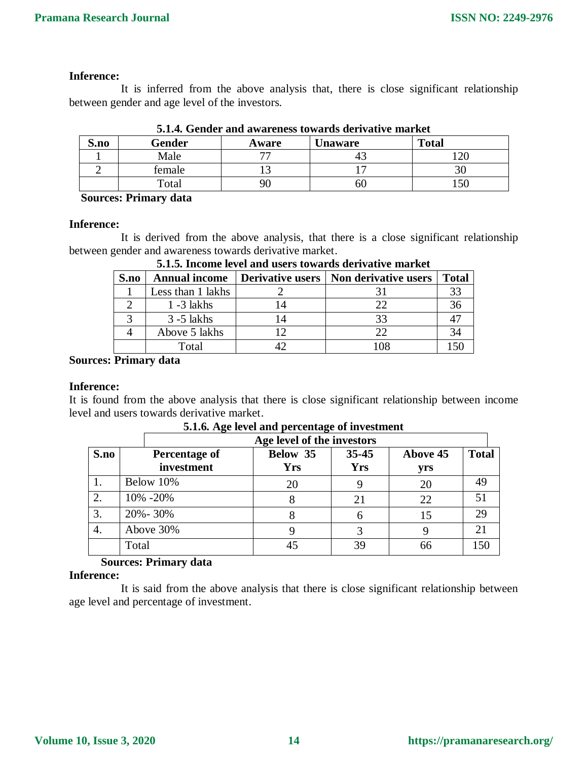**Inference:**

It is inferred from the above analysis that, there is close significant relationship between gender and age level of the investors.

**5.1.4. Gender and awareness towards derivative market**

| S.no | Gender | Aware | Unaware | Total |
|---|---|---|---|---|
| 1 | Male | 77 | 43 | 120 |
| 2 | female | 13 | 17 | 30 |
| | Total | 90 | 60 | 150 |

**Sources: Primary data**

**Inference:**

It is derived from the above analysis, that there is a close significant relationship between gender and awareness towards derivative market.

**5.1.5. Income level and users towards derivative market**

| S.no | Annual income | Derivative users | Non derivative users | Total |
|---|---|---|---|---|
| 1 | Less than 1 lakhs | 2 | 31 | 33 |
| 2 | 1 -3 lakhs | 14 | 22 | 36 |
| 3 | 3 -5 lakhs | 14 | 33 | 47 |
| 4 | Above 5 lakhs | 12 | 22 | 34 |
| | Total | 42 | 108 | 150 |

**Sources: Primary data**

**Inference:**

It is found from the above analysis that there is close significant relationship between income level and users towards derivative market.

**5.1.6. Age level and percentage of investment**

| | | Age level of the investors | | | |
|---|---|---|---|---|---|
| **S.no** | **Percentage of investment** | **Below 35 Yrs** | **35-45 Yrs** | **Above 45 yrs** | **Total** |
| 1. | Below 10% | 20 | 9 | 20 | 49 |
| 2. | 10% -20% | 8 | 21 | 22 | 51 |
| 3. | 20%- 30% | 8 | 6 | 15 | 29 |
| 4. | Above 30% | 9 | 3 | 9 | 21 |
| | Total | 45 | 39 | 66 | 150 |

**Sources: Primary data**

**Inference:**

It is said from the above analysis that there is close significant relationship between age level and percentage of investment.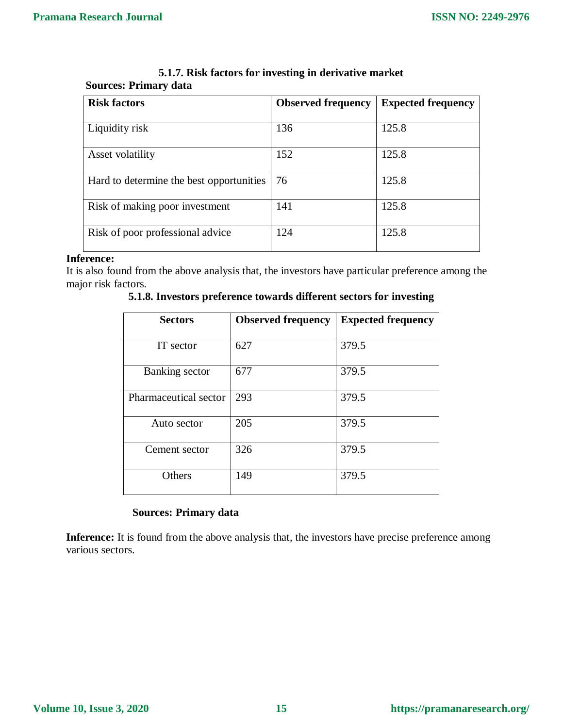### 5.1.7. Risk factors for investing in derivative market

**Sources: Primary data**

| Risk factors | Observed frequency | Expected frequency |
|---|---|---|
| Liquidity risk | 136 | 125.8 |
| Asset volatility | 152 | 125.8 |
| Hard to determine the best opportunities | 76 | 125.8 |
| Risk of making poor investment | 141 | 125.8 |
| Risk of poor professional advice | 124 | 125.8 |

**Inference:**

It is also found from the above analysis that, the investors have particular preference among the major risk factors.

### 5.1.8. Investors preference towards different sectors for investing

| Sectors | Observed frequency | Expected frequency |
|---|---|---|
| IT sector | 627 | 379.5 |
| Banking sector | 677 | 379.5 |
| Pharmaceutical sector | 293 | 379.5 |
| Auto sector | 205 | 379.5 |
| Cement sector | 326 | 379.5 |
| Others | 149 | 379.5 |

**Sources: Primary data**

**Inference:** It is found from the above analysis that, the investors have precise preference among various sectors.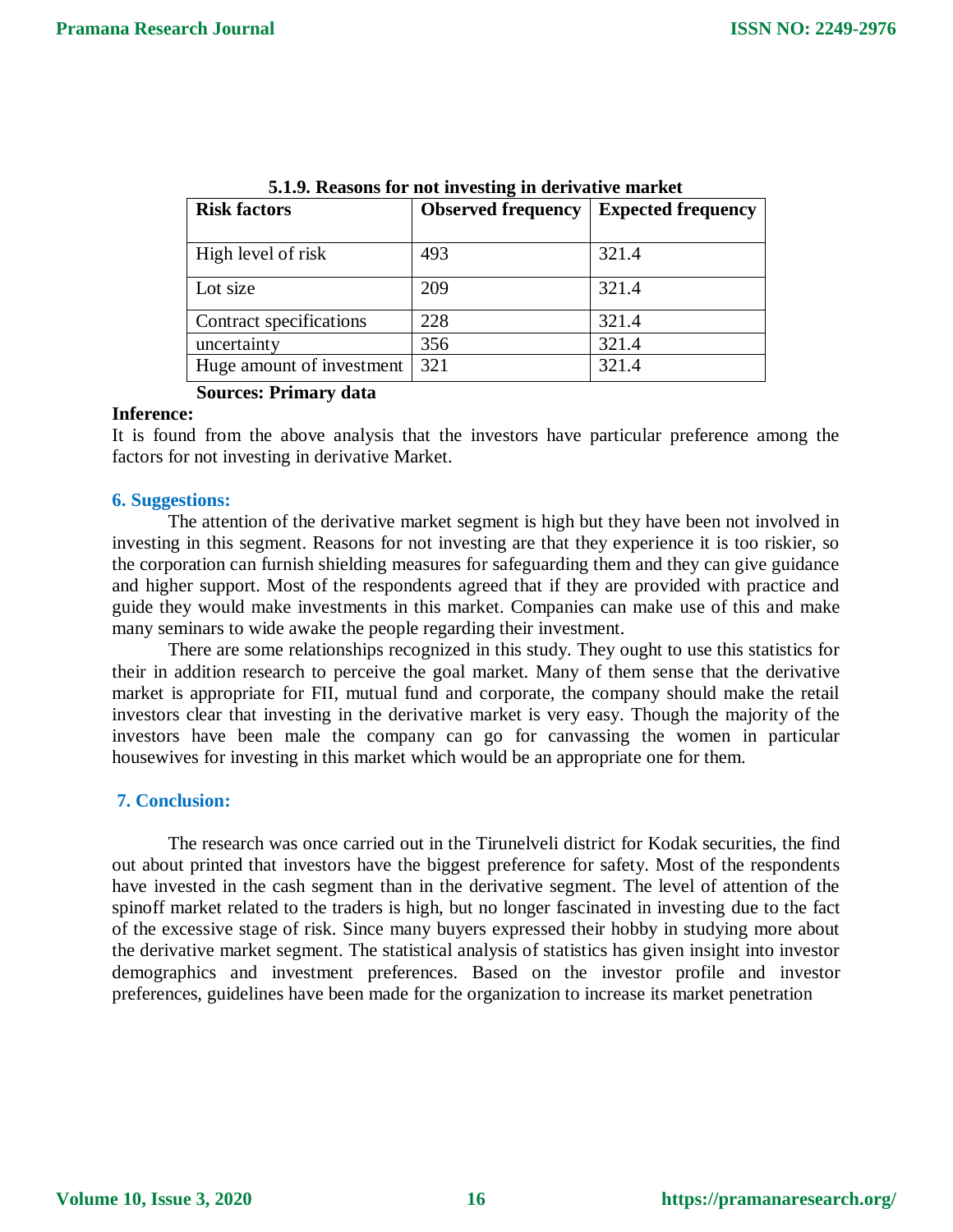**5.1.9. Reasons for not investing in derivative market**

| Risk factors | Observed frequency | Expected frequency |
|---|---|---|
| High level of risk | 493 | 321.4 |
| Lot size | 209 | 321.4 |
| Contract specifications | 228 | 321.4 |
| uncertainty | 356 | 321.4 |
| Huge amount of investment | 321 | 321.4 |

**Sources: Primary data**

**Inference:**

It is found from the above analysis that the investors have particular preference among the factors for not investing in derivative Market.

## 6. Suggestions:

The attention of the derivative market segment is high but they have been not involved in investing in this segment. Reasons for not investing are that they experience it is too riskier, so the corporation can furnish shielding measures for safeguarding them and they can give guidance and higher support. Most of the respondents agreed that if they are provided with practice and guide they would make investments in this market. Companies can make use of this and make many seminars to wide awake the people regarding their investment.

There are some relationships recognized in this study. They ought to use this statistics for their in addition research to perceive the goal market. Many of them sense that the derivative market is appropriate for FII, mutual fund and corporate, the company should make the retail investors clear that investing in the derivative market is very easy. Though the majority of the investors have been male the company can go for canvassing the women in particular housewives for investing in this market which would be an appropriate one for them.

## 7. Conclusion:

The research was once carried out in the Tirunelveli district for Kodak securities, the find out about printed that investors have the biggest preference for safety. Most of the respondents have invested in the cash segment than in the derivative segment. The level of attention of the spinoff market related to the traders is high, but no longer fascinated in investing due to the fact of the excessive stage of risk. Since many buyers expressed their hobby in studying more about the derivative market segment. The statistical analysis of statistics has given insight into investor demographics and investment preferences. Based on the investor profile and investor preferences, guidelines have been made for the organization to increase its market penetration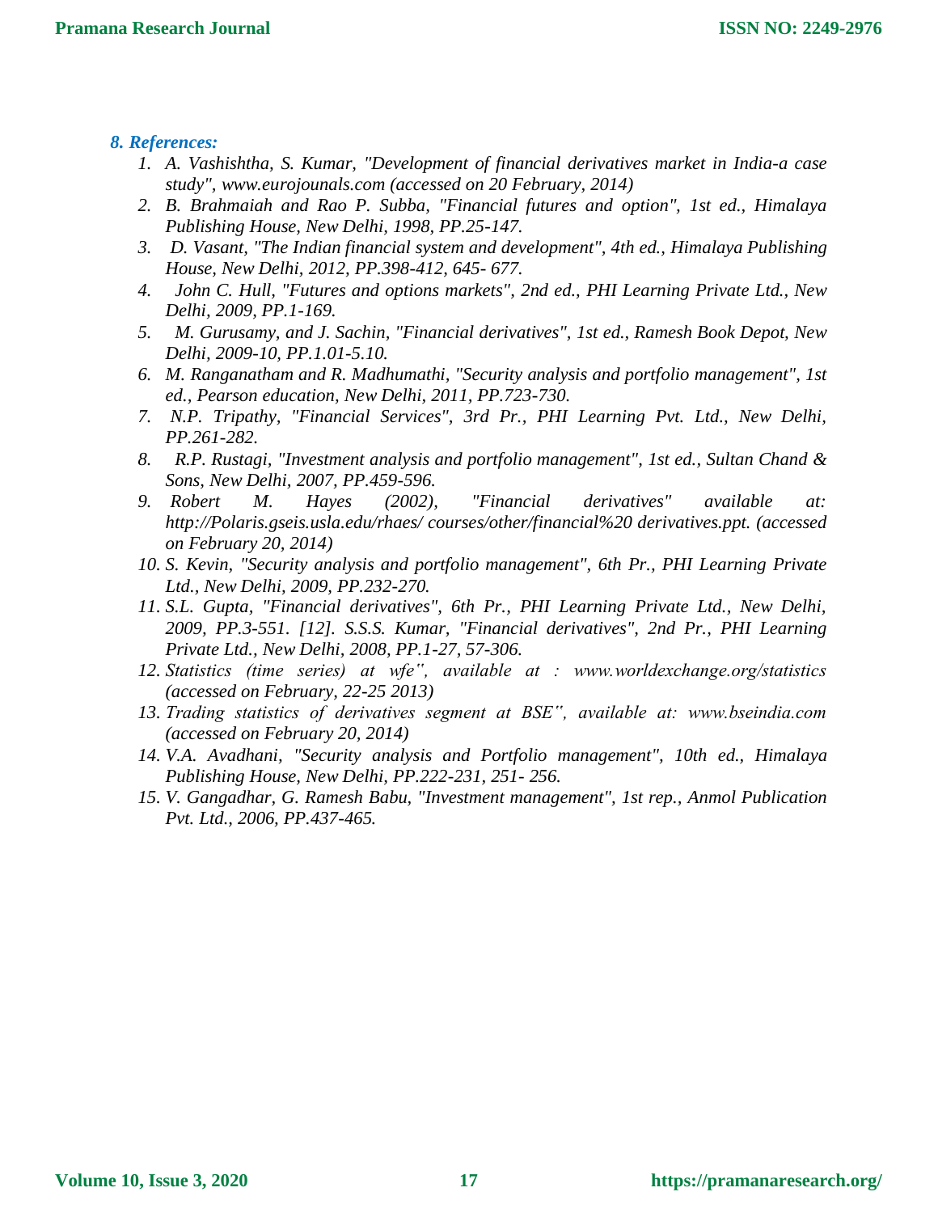### *8. References:*

1. *A. Vashishtha, S. Kumar, "Development of financial derivatives market in India-a case study", www.eurojounals.com (accessed on 20 February, 2014)*
2. *B. Brahmaiah and Rao P. Subba, "Financial futures and option", 1st ed., Himalaya Publishing House, New Delhi, 1998, PP.25-147.*
3. *D. Vasant, "The Indian financial system and development", 4th ed., Himalaya Publishing House, New Delhi, 2012, PP.398-412, 645- 677.*
4. *John C. Hull, "Futures and options markets", 2nd ed., PHI Learning Private Ltd., New Delhi, 2009, PP.1-169.*
5. *M. Gurusamy, and J. Sachin, "Financial derivatives", 1st ed., Ramesh Book Depot, New Delhi, 2009-10, PP.1.01-5.10.*
6. *M. Ranganatham and R. Madhumathi, "Security analysis and portfolio management", 1st ed., Pearson education, New Delhi, 2011, PP.723-730.*
7. *N.P. Tripathy, "Financial Services", 3rd Pr., PHI Learning Pvt. Ltd., New Delhi, PP.261-282.*
8. *R.P. Rustagi, "Investment analysis and portfolio management", 1st ed., Sultan Chand & Sons, New Delhi, 2007, PP.459-596.*
9. *Robert M. Hayes (2002), "Financial derivatives" available at: http://Polaris.gseis.usla.edu/rhaes/ courses/other/financial%20 derivatives.ppt. (accessed on February 20, 2014)*
10. *S. Kevin, "Security analysis and portfolio management", 6th Pr., PHI Learning Private Ltd., New Delhi, 2009, PP.232-270.*
11. *S.L. Gupta, "Financial derivatives", 6th Pr., PHI Learning Private Ltd., New Delhi, 2009, PP.3-551. [12]. S.S.S. Kumar, "Financial derivatives", 2nd Pr., PHI Learning Private Ltd., New Delhi, 2008, PP.1-27, 57-306.*
12. *Statistics (time series) at wfe", available at : www.worldexchange.org/statistics (accessed on February, 22-25 2013)*
13. *Trading statistics of derivatives segment at BSE", available at: www.bseindia.com (accessed on February 20, 2014)*
14. *V.A. Avadhani, "Security analysis and Portfolio management", 10th ed., Himalaya Publishing House, New Delhi, PP.222-231, 251- 256.*
15. *V. Gangadhar, G. Ramesh Babu, "Investment management", 1st rep., Anmol Publication Pvt. Ltd., 2006, PP.437-465.*